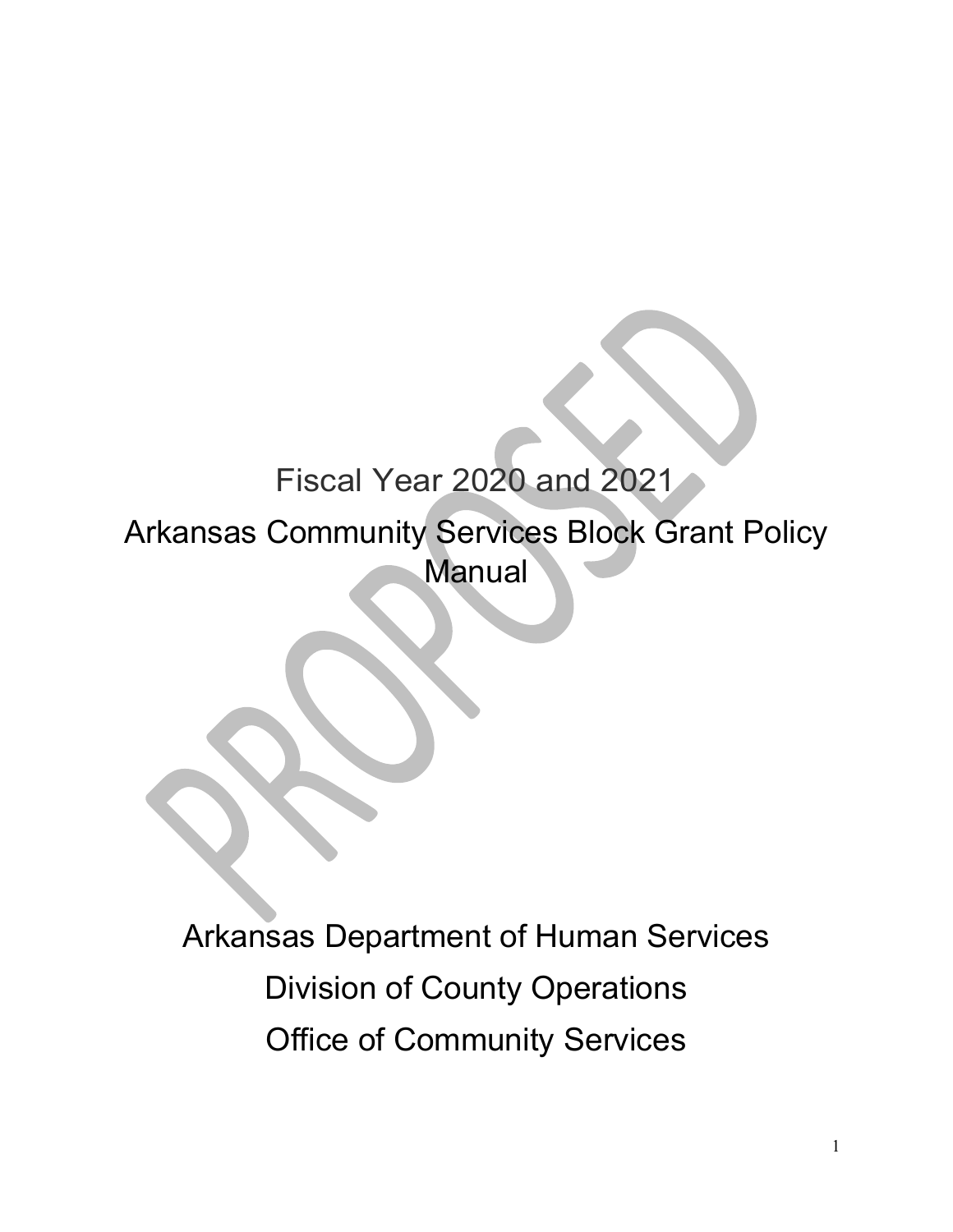# Fiscal Year 2020 and 2021

# Arkansas Community Services Block Grant Policy Manual

PROPOSED

Arkansas Department of Human Services

Division of County Operations

Office of Community Services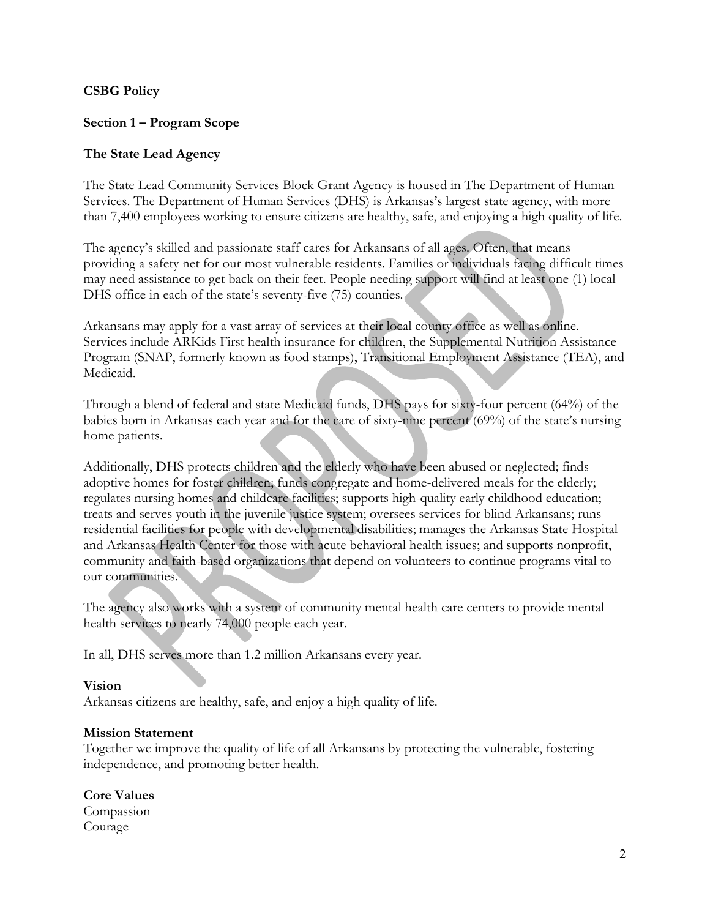**CSBG Policy**

**Section 1 – Program Scope**

**The State Lead Agency**

The State Lead Community Services Block Grant Agency is housed in The Department of Human Services. The Department of Human Services (DHS) is Arkansas's largest state agency, with more than 7,400 employees working to ensure citizens are healthy, safe, and enjoying a high quality of life.

The agency's skilled and passionate staff cares for Arkansans of all ages. Often, that means providing a safety net for our most vulnerable residents. Families or individuals facing difficult times may need assistance to get back on their feet. People needing support will find at least one (1) local DHS office in each of the state's seventy-five (75) counties.

Arkansans may apply for a vast array of services at their local county office as well as online. Services include ARKids First health insurance for children, the Supplemental Nutrition Assistance Program (SNAP, formerly known as food stamps), Transitional Employment Assistance (TEA), and Medicaid.

Through a blend of federal and state Medicaid funds, DHS pays for sixty-four percent (64%) of the babies born in Arkansas each year and for the care of sixty-nine percent (69%) of the state's nursing home patients.

Additionally, DHS protects children and the elderly who have been abused or neglected; finds adoptive homes for foster children; funds congregate and home-delivered meals for the elderly; regulates nursing homes and childcare facilities; supports high-quality early childhood education; treats and serves youth in the juvenile justice system; oversees services for blind Arkansans; runs residential facilities for people with developmental disabilities; manages the Arkansas State Hospital and Arkansas Health Center for those with acute behavioral health issues; and supports nonprofit, community and faith-based organizations that depend on volunteers to continue programs vital to our communities.

The agency also works with a system of community mental health care centers to provide mental health services to nearly 74,000 people each year.

In all, DHS serves more than 1.2 million Arkansans every year.

**Vision**
Arkansas citizens are healthy, safe, and enjoy a high quality of life.

**Mission Statement**
Together we improve the quality of life of all Arkansans by protecting the vulnerable, fostering independence, and promoting better health.

**Core Values**
Compassion
Courage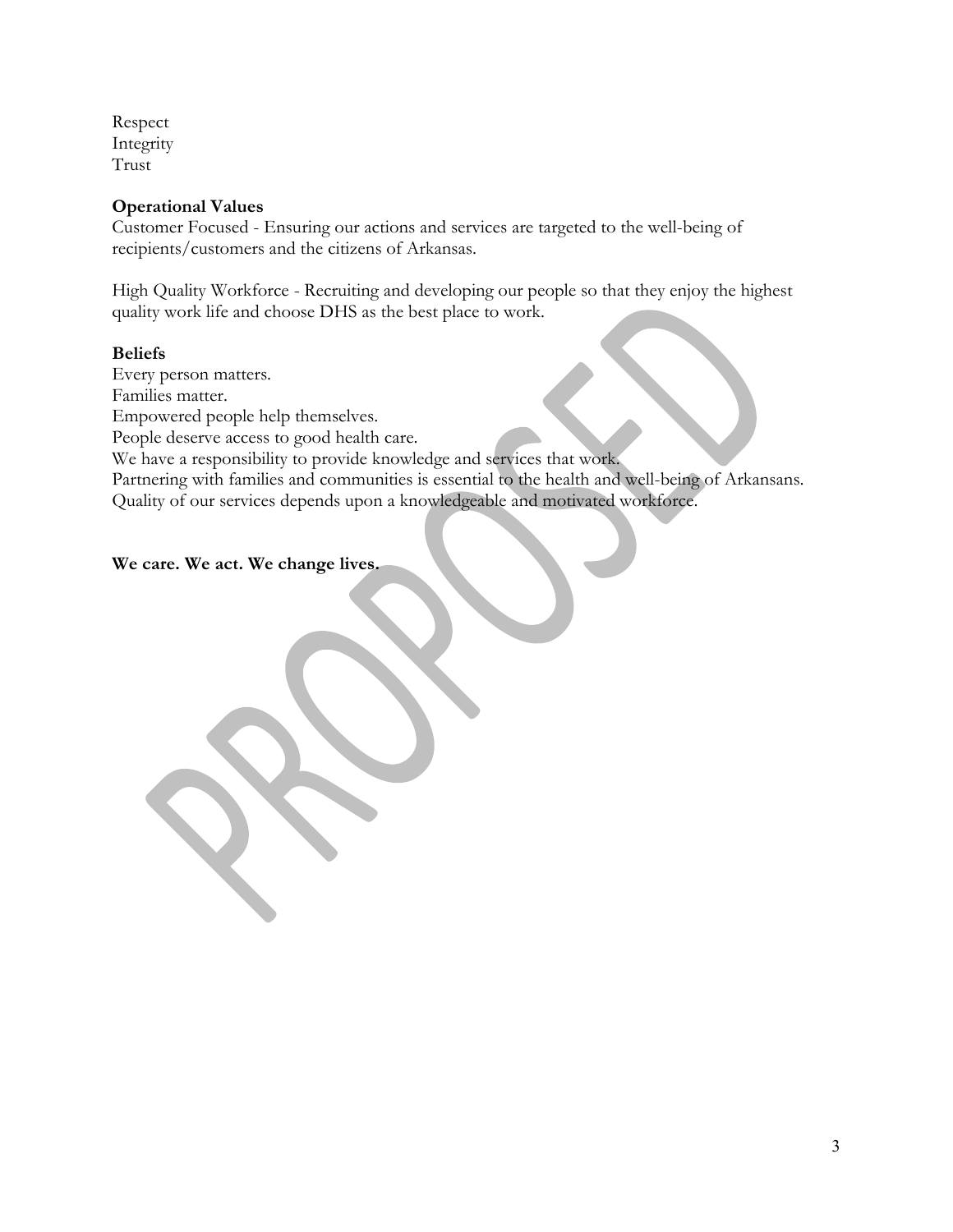Respect
Integrity
Trust

**Operational Values**

Customer Focused - Ensuring our actions and services are targeted to the well-being of recipients/customers and the citizens of Arkansas.

High Quality Workforce - Recruiting and developing our people so that they enjoy the highest quality work life and choose DHS as the best place to work.

**Beliefs**

Every person matters.
Families matter.
Empowered people help themselves.
People deserve access to good health care.
We have a responsibility to provide knowledge and services that work.
Partnering with families and communities is essential to the health and well-being of Arkansans.
Quality of our services depends upon a knowledgeable and motivated workforce.

**We care. We act. We change lives.**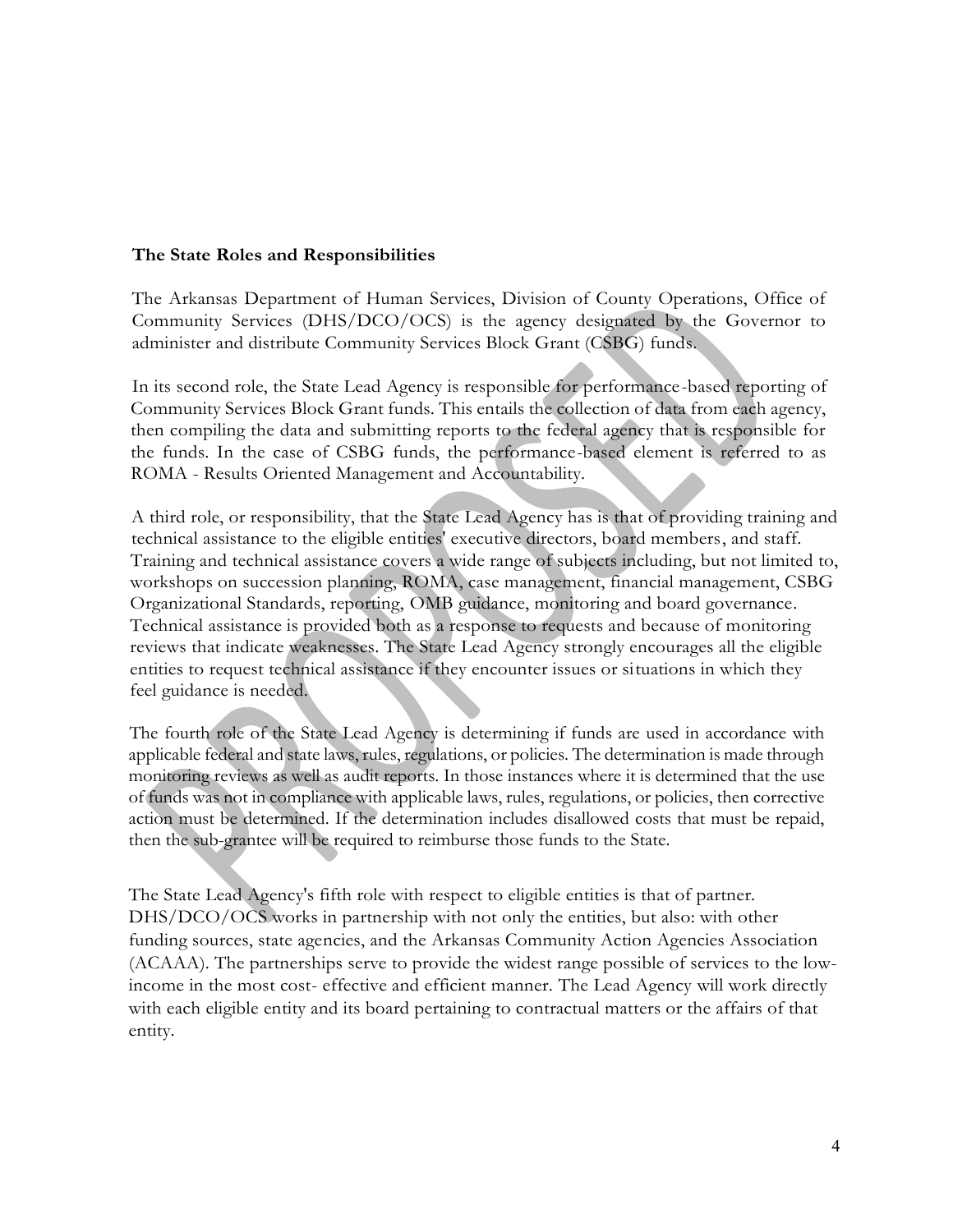**The State Roles and Responsibilities**

The Arkansas Department of Human Services, Division of County Operations, Office of Community Services (DHS/DCO/OCS) is the agency designated by the Governor to administer and distribute Community Services Block Grant (CSBG) funds.

In its second role, the State Lead Agency is responsible for performance-based reporting of Community Services Block Grant funds. This entails the collection of data from each agency, then compiling the data and submitting reports to the federal agency that is responsible for the funds. In the case of CSBG funds, the performance-based element is referred to as ROMA - Results Oriented Management and Accountability.

A third role, or responsibility, that the State Lead Agency has is that of providing training and technical assistance to the eligible entities' executive directors, board members, and staff. Training and technical assistance covers a wide range of subjects including, but not limited to, workshops on succession planning, ROMA, case management, financial management, CSBG Organizational Standards, reporting, OMB guidance, monitoring and board governance. Technical assistance is provided both as a response to requests and because of monitoring reviews that indicate weaknesses. The State Lead Agency strongly encourages all the eligible entities to request technical assistance if they encounter issues or situations in which they feel guidance is needed.

The fourth role of the State Lead Agency is determining if funds are used in accordance with applicable federal and state laws, rules, regulations, or policies. The determination is made through monitoring reviews as well as audit reports. In those instances where it is determined that the use of funds was not in compliance with applicable laws, rules, regulations, or policies, then corrective action must be determined. If the determination includes disallowed costs that must be repaid, then the sub-grantee will be required to reimburse those funds to the State.

The State Lead Agency's fifth role with respect to eligible entities is that of partner. DHS/DCO/OCS works in partnership with not only the entities, but also: with other funding sources, state agencies, and the Arkansas Community Action Agencies Association (ACAAA). The partnerships serve to provide the widest range possible of services to the low-income in the most cost- effective and efficient manner. The Lead Agency will work directly with each eligible entity and its board pertaining to contractual matters or the affairs of that entity.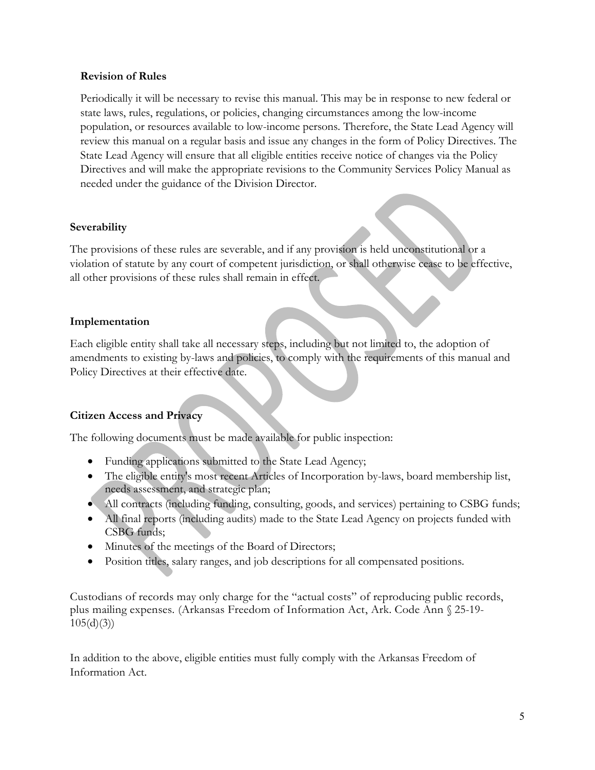### Revision of Rules

Periodically it will be necessary to revise this manual. This may be in response to new federal or state laws, rules, regulations, or policies, changing circumstances among the low-income population, or resources available to low-income persons. Therefore, the State Lead Agency will review this manual on a regular basis and issue any changes in the form of Policy Directives. The State Lead Agency will ensure that all eligible entities receive notice of changes via the Policy Directives and will make the appropriate revisions to the Community Services Policy Manual as needed under the guidance of the Division Director.

### Severability

The provisions of these rules are severable, and if any provision is held unconstitutional or a violation of statute by any court of competent jurisdiction, or shall otherwise cease to be effective, all other provisions of these rules shall remain in effect.

### Implementation

Each eligible entity shall take all necessary steps, including but not limited to, the adoption of amendments to existing by-laws and policies, to comply with the requirements of this manual and Policy Directives at their effective date.

### Citizen Access and Privacy

The following documents must be made available for public inspection:

- Funding applications submitted to the State Lead Agency;
- The eligible entity's most recent Articles of Incorporation by-laws, board membership list, needs assessment, and strategic plan;
- All contracts (including funding, consulting, goods, and services) pertaining to CSBG funds;
- All final reports (including audits) made to the State Lead Agency on projects funded with CSBG funds;
- Minutes of the meetings of the Board of Directors;
- Position titles, salary ranges, and job descriptions for all compensated positions.

Custodians of records may only charge for the "actual costs" of reproducing public records, plus mailing expenses. (Arkansas Freedom of Information Act, Ark. Code Ann § 25-19-105(d)(3))

In addition to the above, eligible entities must fully comply with the Arkansas Freedom of Information Act.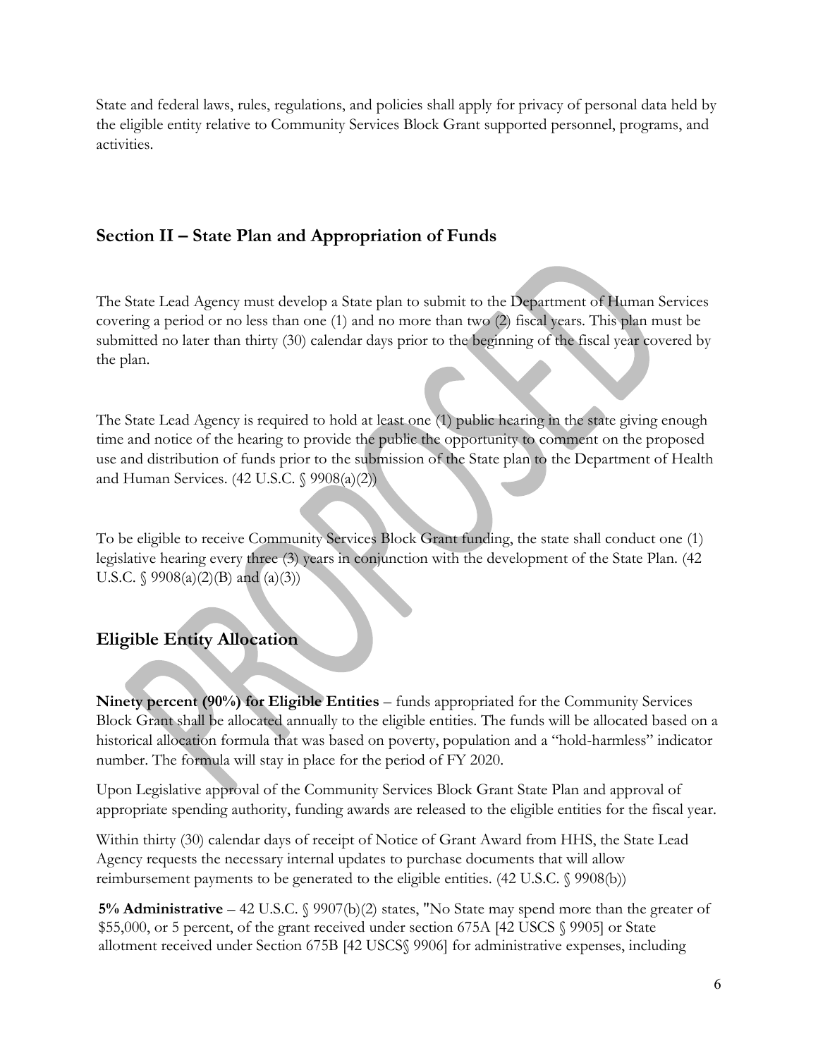State and federal laws, rules, regulations, and policies shall apply for privacy of personal data held by the eligible entity relative to Community Services Block Grant supported personnel, programs, and activities.

## Section II – State Plan and Appropriation of Funds

The State Lead Agency must develop a State plan to submit to the Department of Human Services covering a period or no less than one (1) and no more than two (2) fiscal years. This plan must be submitted no later than thirty (30) calendar days prior to the beginning of the fiscal year covered by the plan.

The State Lead Agency is required to hold at least one (1) public hearing in the state giving enough time and notice of the hearing to provide the public the opportunity to comment on the proposed use and distribution of funds prior to the submission of the State plan to the Department of Health and Human Services. (42 U.S.C. § 9908(a)(2))

To be eligible to receive Community Services Block Grant funding, the state shall conduct one (1) legislative hearing every three (3) years in conjunction with the development of the State Plan. (42 U.S.C. § 9908(a)(2)(B) and (a)(3))

## Eligible Entity Allocation

**Ninety percent (90%) for Eligible Entities** – funds appropriated for the Community Services Block Grant shall be allocated annually to the eligible entities. The funds will be allocated based on a historical allocation formula that was based on poverty, population and a "hold-harmless" indicator number. The formula will stay in place for the period of FY 2020.

Upon Legislative approval of the Community Services Block Grant State Plan and approval of appropriate spending authority, funding awards are released to the eligible entities for the fiscal year.

Within thirty (30) calendar days of receipt of Notice of Grant Award from HHS, the State Lead Agency requests the necessary internal updates to purchase documents that will allow reimbursement payments to be generated to the eligible entities. (42 U.S.C. § 9908(b))

**5% Administrative** – 42 U.S.C. § 9907(b)(2) states, "No State may spend more than the greater of $55,000, or 5 percent, of the grant received under section 675A [42 USCS § 9905] or State allotment received under Section 675B [42 USCS§ 9906] for administrative expenses, including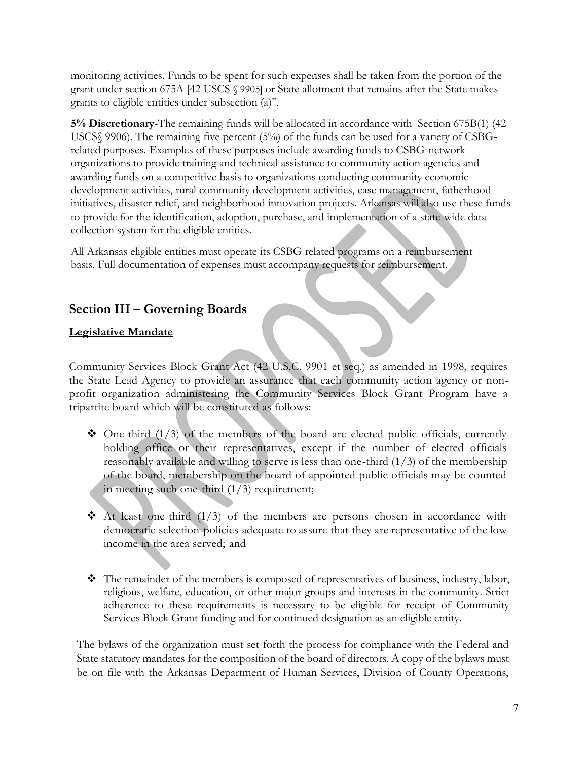monitoring activities. Funds to be spent for such expenses shall be taken from the portion of the grant under section 675A [42 USCS § 9905] or State allotment that remains after the State makes grants to eligible entities under subsection (a)".

**5% Discretionary**-The remaining funds will be allocated in accordance with Section 675B(1) (42 USCS§ 9906). The remaining five percent (5%) of the funds can be used for a variety of CSBG-related purposes. Examples of these purposes include awarding funds to CSBG-network organizations to provide training and technical assistance to community action agencies and awarding funds on a competitive basis to organizations conducting community economic development activities, rural community development activities, case management, fatherhood initiatives, disaster relief, and neighborhood innovation projects. Arkansas will also use these funds to provide for the identification, adoption, purchase, and implementation of a state-wide data collection system for the eligible entities.

All Arkansas eligible entities must operate its CSBG related programs on a reimbursement basis. Full documentation of expenses must accompany requests for reimbursement.

## Section III – Governing Boards

**Legislative Mandate**

Community Services Block Grant Act (42 U.S.C. 9901 et seq.) as amended in 1998, requires the State Lead Agency to provide an assurance that each community action agency or non-profit organization administering the Community Services Block Grant Program have a tripartite board which will be constituted as follows:

- One-third (1/3) of the members of the board are elected public officials, currently holding office or their representatives, except if the number of elected officials reasonably available and willing to serve is less than one-third (1/3) of the membership of the board, membership on the board of appointed public officials may be counted in meeting such one-third (1/3) requirement;
- At least one-third (1/3) of the members are persons chosen in accordance with democratic selection policies adequate to assure that they are representative of the low income in the area served; and
- The remainder of the members is composed of representatives of business, industry, labor, religious, welfare, education, or other major groups and interests in the community. Strict adherence to these requirements is necessary to be eligible for receipt of Community Services Block Grant funding and for continued designation as an eligible entity.

The bylaws of the organization must set forth the process for compliance with the Federal and State statutory mandates for the composition of the board of directors. A copy of the bylaws must be on file with the Arkansas Department of Human Services, Division of County Operations,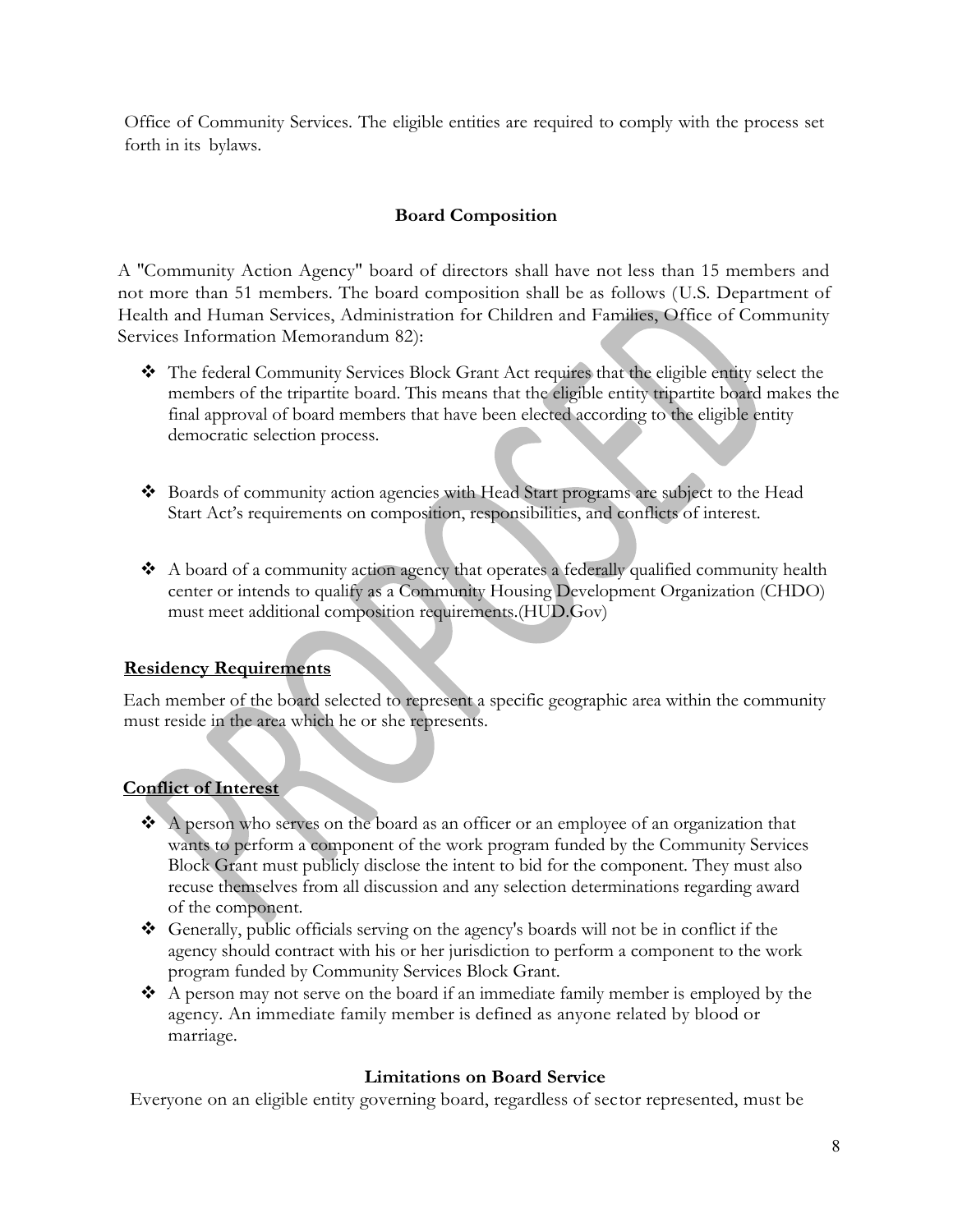Office of Community Services. The eligible entities are required to comply with the process set forth in its bylaws.

## Board Composition

A "Community Action Agency" board of directors shall have not less than 15 members and not more than 51 members. The board composition shall be as follows (U.S. Department of Health and Human Services, Administration for Children and Families, Office of Community Services Information Memorandum 82):

- The federal Community Services Block Grant Act requires that the eligible entity select the members of the tripartite board. This means that the eligible entity tripartite board makes the final approval of board members that have been elected according to the eligible entity democratic selection process.

- Boards of community action agencies with Head Start programs are subject to the Head Start Act's requirements on composition, responsibilities, and conflicts of interest.

- A board of a community action agency that operates a federally qualified community health center or intends to qualify as a Community Housing Development Organization (CHDO) must meet additional composition requirements.(HUD.Gov)

### Residency Requirements

Each member of the board selected to represent a specific geographic area within the community must reside in the area which he or she represents.

### Conflict of Interest

- A person who serves on the board as an officer or an employee of an organization that wants to perform a component of the work program funded by the Community Services Block Grant must publicly disclose the intent to bid for the component. They must also recuse themselves from all discussion and any selection determinations regarding award of the component.
- Generally, public officials serving on the agency's boards will not be in conflict if the agency should contract with his or her jurisdiction to perform a component to the work program funded by Community Services Block Grant.
- A person may not serve on the board if an immediate family member is employed by the agency. An immediate family member is defined as anyone related by blood or marriage.

## Limitations on Board Service

Everyone on an eligible entity governing board, regardless of sector represented, must be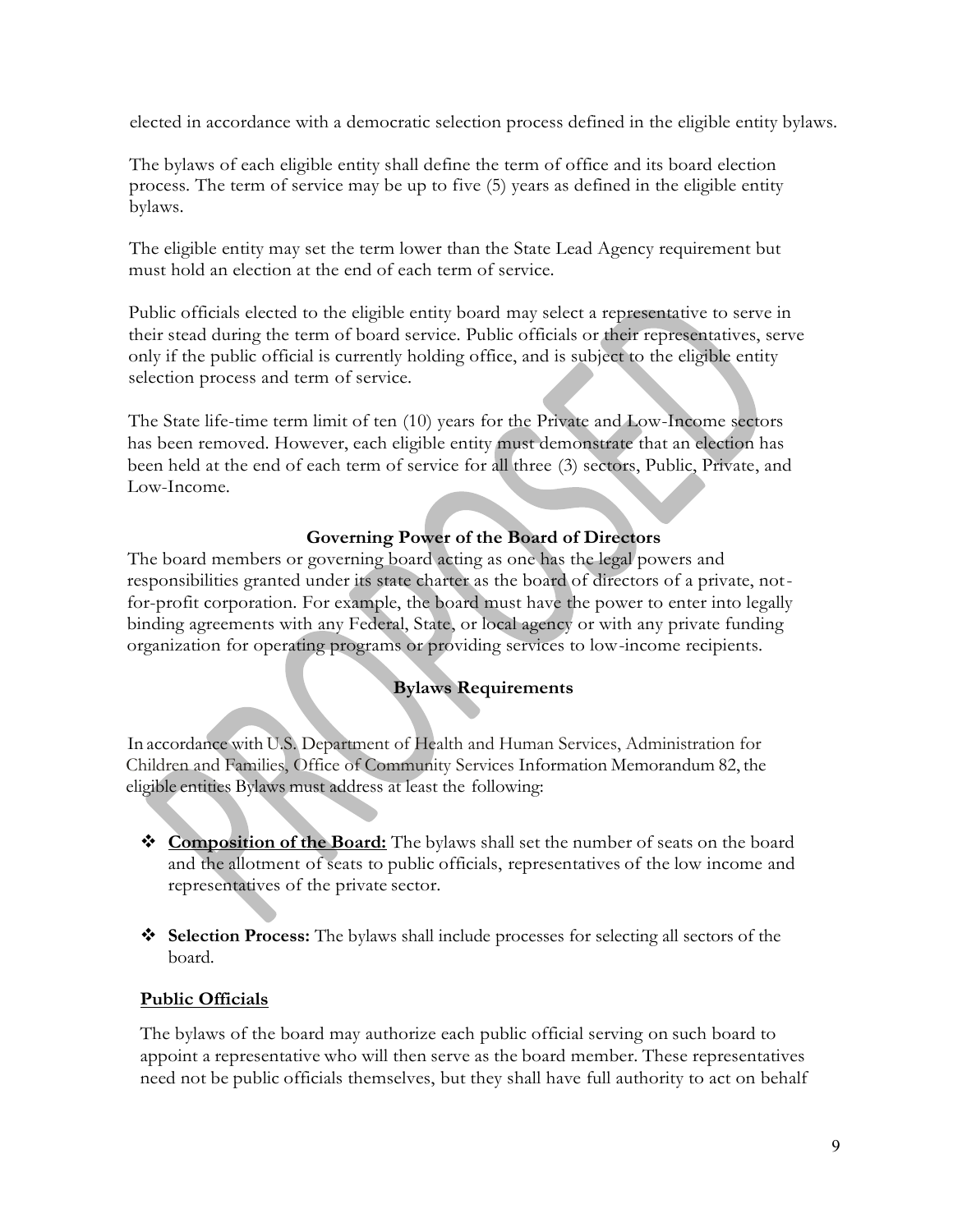elected in accordance with a democratic selection process defined in the eligible entity bylaws.

The bylaws of each eligible entity shall define the term of office and its board election process. The term of service may be up to five (5) years as defined in the eligible entity bylaws.

The eligible entity may set the term lower than the State Lead Agency requirement but must hold an election at the end of each term of service.

Public officials elected to the eligible entity board may select a representative to serve in their stead during the term of board service. Public officials or their representatives, serve only if the public official is currently holding office, and is subject to the eligible entity selection process and term of service.

The State life-time term limit of ten (10) years for the Private and Low-Income sectors has been removed. However, each eligible entity must demonstrate that an election has been held at the end of each term of service for all three (3) sectors, Public, Private, and Low-Income.

### Governing Power of the Board of Directors

The board members or governing board acting as one has the legal powers and responsibilities granted under its state charter as the board of directors of a private, not-for-profit corporation. For example, the board must have the power to enter into legally binding agreements with any Federal, State, or local agency or with any private funding organization for operating programs or providing services to low-income recipients.

### Bylaws Requirements

In accordance with U.S. Department of Health and Human Services, Administration for Children and Families, Office of Community Services Information Memorandum 82, the eligible entities Bylaws must address at least the following:

- **<u>Composition of the Board:</u>** The bylaws shall set the number of seats on the board and the allotment of seats to public officials, representatives of the low income and representatives of the private sector.

- **Selection Process:** The bylaws shall include processes for selecting all sectors of the board.

**<u>Public Officials</u>**

The bylaws of the board may authorize each public official serving on such board to appoint a representative who will then serve as the board member. These representatives need not be public officials themselves, but they shall have full authority to act on behalf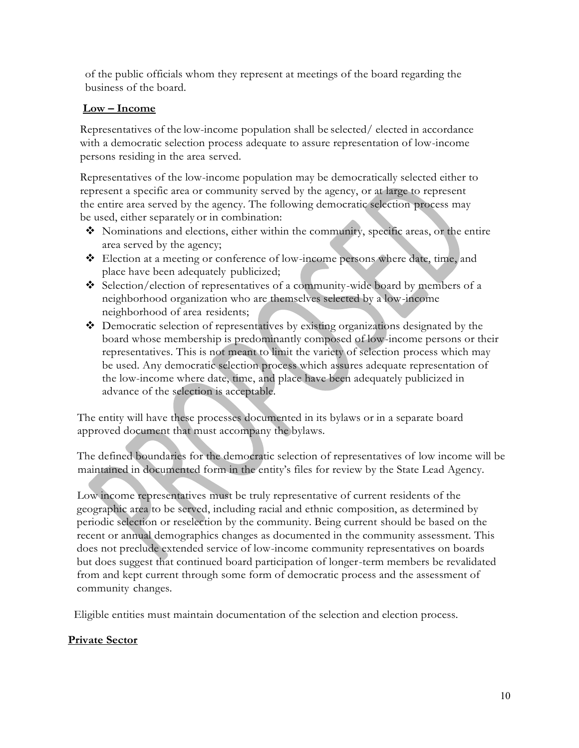of the public officials whom they represent at meetings of the board regarding the business of the board.

**Low – Income**

Representatives of the low-income population shall be selected/ elected in accordance with a democratic selection process adequate to assure representation of low-income persons residing in the area served.

Representatives of the low-income population may be democratically selected either to represent a specific area or community served by the agency, or at large to represent the entire area served by the agency. The following democratic selection process may be used, either separately or in combination:

- ❖ Nominations and elections, either within the community, specific areas, or the entire area served by the agency;
- ❖ Election at a meeting or conference of low-income persons where date, time, and place have been adequately publicized;
- ❖ Selection/election of representatives of a community-wide board by members of a neighborhood organization who are themselves selected by a low-income neighborhood of area residents;
- ❖ Democratic selection of representatives by existing organizations designated by the board whose membership is predominantly composed of low-income persons or their representatives. This is not meant to limit the variety of selection process which may be used. Any democratic selection process which assures adequate representation of the low-income where date, time, and place have been adequately publicized in advance of the selection is acceptable.

The entity will have these processes documented in its bylaws or in a separate board approved document that must accompany the bylaws.

The defined boundaries for the democratic selection of representatives of low income will be maintained in documented form in the entity's files for review by the State Lead Agency.

Low income representatives must be truly representative of current residents of the geographic area to be served, including racial and ethnic composition, as determined by periodic selection or reselection by the community. Being current should be based on the recent or annual demographics changes as documented in the community assessment. This does not preclude extended service of low-income community representatives on boards but does suggest that continued board participation of longer-term members be revalidated from and kept current through some form of democratic process and the assessment of community changes.

Eligible entities must maintain documentation of the selection and election process.

**Private Sector**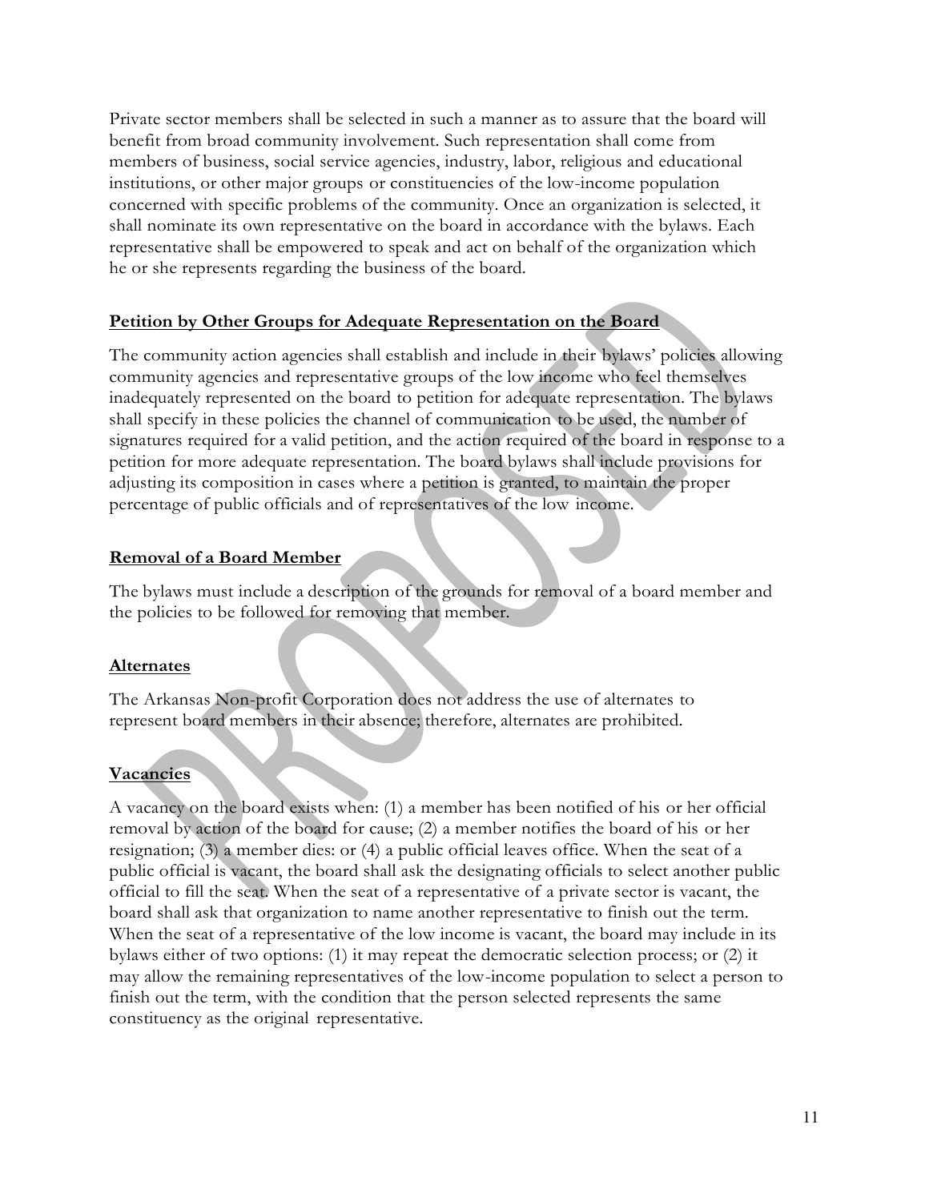Private sector members shall be selected in such a manner as to assure that the board will benefit from broad community involvement. Such representation shall come from members of business, social service agencies, industry, labor, religious and educational institutions, or other major groups or constituencies of the low-income population concerned with specific problems of the community. Once an organization is selected, it shall nominate its own representative on the board in accordance with the bylaws. Each representative shall be empowered to speak and act on behalf of the organization which he or she represents regarding the business of the board.

**Petition by Other Groups for Adequate Representation on the Board**

The community action agencies shall establish and include in their bylaws' policies allowing community agencies and representative groups of the low income who feel themselves inadequately represented on the board to petition for adequate representation. The bylaws shall specify in these policies the channel of communication to be used, the number of signatures required for a valid petition, and the action required of the board in response to a petition for more adequate representation. The board bylaws shall include provisions for adjusting its composition in cases where a petition is granted, to maintain the proper percentage of public officials and of representatives of the low income.

**Removal of a Board Member**

The bylaws must include a description of the grounds for removal of a board member and the policies to be followed for removing that member.

**Alternates**

The Arkansas Non-profit Corporation does not address the use of alternates to represent board members in their absence; therefore, alternates are prohibited.

**Vacancies**

A vacancy on the board exists when: (1) a member has been notified of his or her official removal by action of the board for cause; (2) a member notifies the board of his or her resignation; (3) a member dies: or (4) a public official leaves office. When the seat of a public official is vacant, the board shall ask the designating officials to select another public official to fill the seat. When the seat of a representative of a private sector is vacant, the board shall ask that organization to name another representative to finish out the term. When the seat of a representative of the low income is vacant, the board may include in its bylaws either of two options: (1) it may repeat the democratic selection process; or (2) it may allow the remaining representatives of the low-income population to select a person to finish out the term, with the condition that the person selected represents the same constituency as the original representative.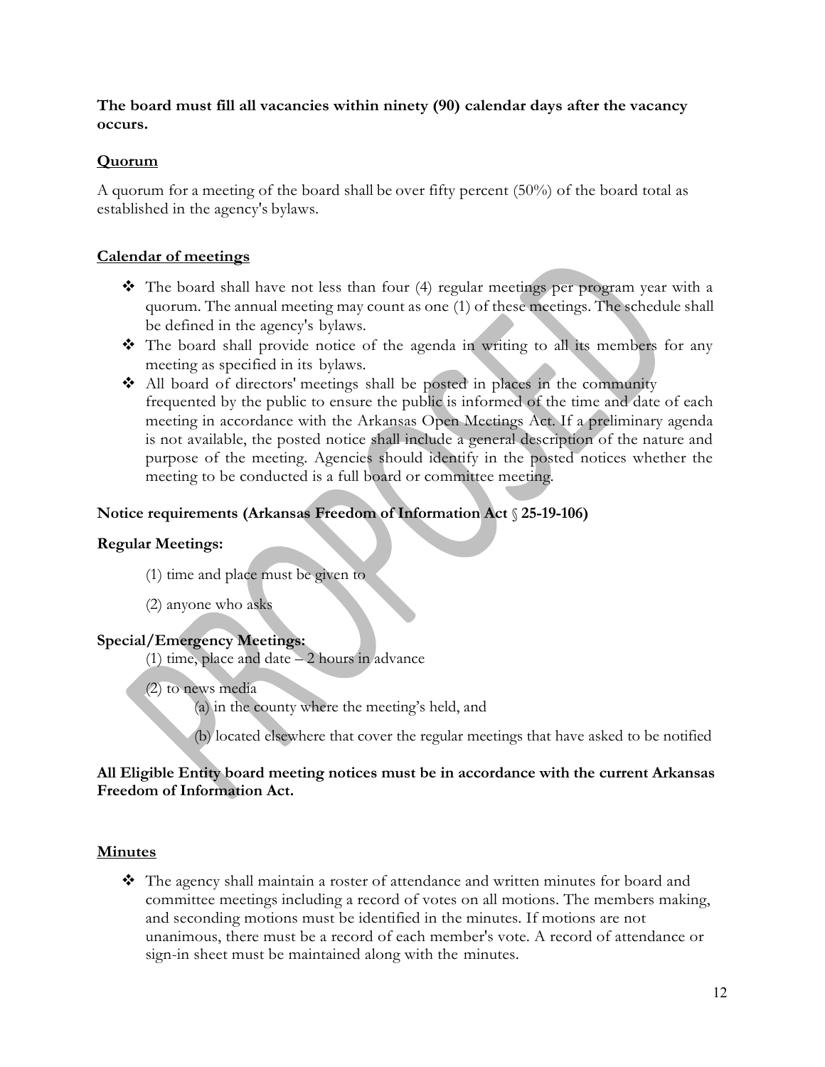**The board must fill all vacancies within ninety (90) calendar days after the vacancy occurs.**

## Quorum

A quorum for a meeting of the board shall be over fifty percent (50%) of the board total as established in the agency's bylaws.

## Calendar of meetings

- The board shall have not less than four (4) regular meetings per program year with a quorum. The annual meeting may count as one (1) of these meetings. The schedule shall be defined in the agency's bylaws.
- The board shall provide notice of the agenda in writing to all its members for any meeting as specified in its bylaws.
- All board of directors' meetings shall be posted in places in the community frequented by the public to ensure the public is informed of the time and date of each meeting in accordance with the Arkansas Open Meetings Act. If a preliminary agenda is not available, the posted notice shall include a general description of the nature and purpose of the meeting. Agencies should identify in the posted notices whether the meeting to be conducted is a full board or committee meeting.

**Notice requirements (Arkansas Freedom of Information Act § 25-19-106)**

**Regular Meetings:**

(1) time and place must be given to

(2) anyone who asks

**Special/Emergency Meetings:**

(1) time, place and date – 2 hours in advance

(2) to news media

(a) in the county where the meeting's held, and

(b) located elsewhere that cover the regular meetings that have asked to be notified

**All Eligible Entity board meeting notices must be in accordance with the current Arkansas Freedom of Information Act.**

## Minutes

- The agency shall maintain a roster of attendance and written minutes for board and committee meetings including a record of votes on all motions. The members making, and seconding motions must be identified in the minutes. If motions are not unanimous, there must be a record of each member's vote. A record of attendance or sign-in sheet must be maintained along with the minutes.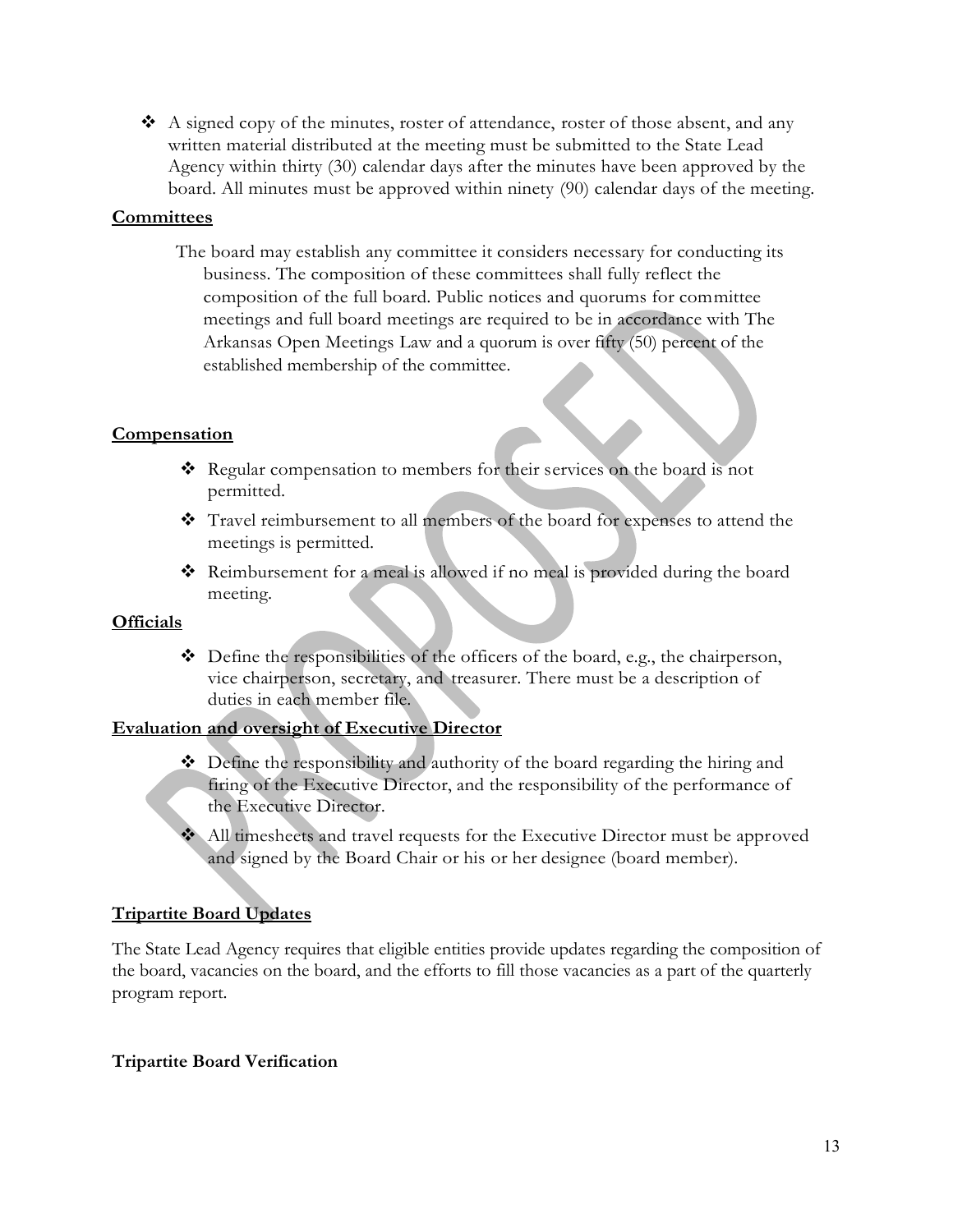- A signed copy of the minutes, roster of attendance, roster of those absent, and any written material distributed at the meeting must be submitted to the State Lead Agency within thirty (30) calendar days after the minutes have been approved by the board. All minutes must be approved within ninety (90) calendar days of the meeting.

## Committees

The board may establish any committee it considers necessary for conducting its business. The composition of these committees shall fully reflect the composition of the full board. Public notices and quorums for committee meetings and full board meetings are required to be in accordance with The Arkansas Open Meetings Law and a quorum is over fifty (50) percent of the established membership of the committee.

## Compensation

- Regular compensation to members for their services on the board is not permitted.
- Travel reimbursement to all members of the board for expenses to attend the meetings is permitted.
- Reimbursement for a meal is allowed if no meal is provided during the board meeting.

## Officials

- Define the responsibilities of the officers of the board, e.g., the chairperson, vice chairperson, secretary, and treasurer. There must be a description of duties in each member file.

## Evaluation and oversight of Executive Director

- Define the responsibility and authority of the board regarding the hiring and firing of the Executive Director, and the responsibility of the performance of the Executive Director.
- All timesheets and travel requests for the Executive Director must be approved and signed by the Board Chair or his or her designee (board member).

## Tripartite Board Updates

The State Lead Agency requires that eligible entities provide updates regarding the composition of the board, vacancies on the board, and the efforts to fill those vacancies as a part of the quarterly program report.

**Tripartite Board Verification**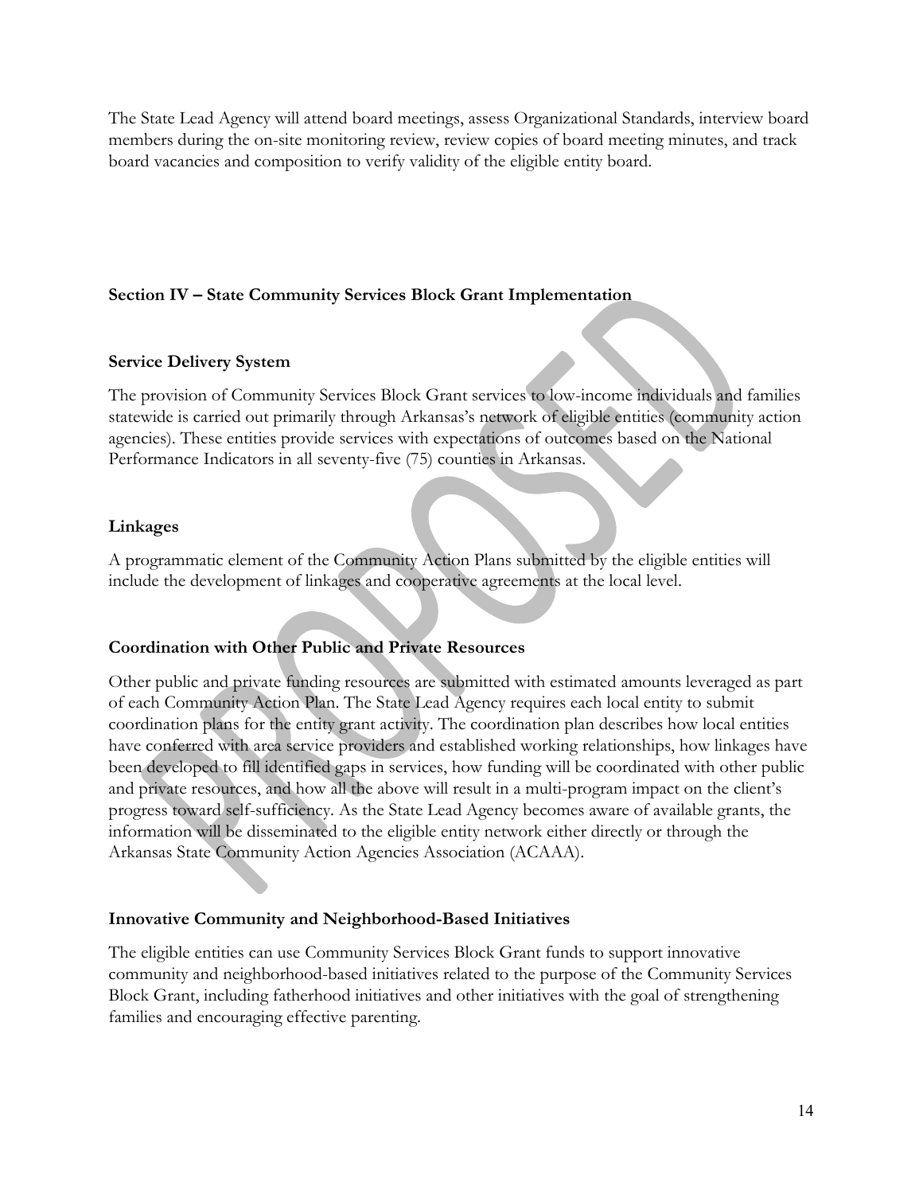The State Lead Agency will attend board meetings, assess Organizational Standards, interview board members during the on-site monitoring review, review copies of board meeting minutes, and track board vacancies and composition to verify validity of the eligible entity board.

## Section IV – State Community Services Block Grant Implementation

### Service Delivery System

The provision of Community Services Block Grant services to low-income individuals and families statewide is carried out primarily through Arkansas's network of eligible entities (community action agencies). These entities provide services with expectations of outcomes based on the National Performance Indicators in all seventy-five (75) counties in Arkansas.

### Linkages

A programmatic element of the Community Action Plans submitted by the eligible entities will include the development of linkages and cooperative agreements at the local level.

### Coordination with Other Public and Private Resources

Other public and private funding resources are submitted with estimated amounts leveraged as part of each Community Action Plan. The State Lead Agency requires each local entity to submit coordination plans for the entity grant activity. The coordination plan describes how local entities have conferred with area service providers and established working relationships, how linkages have been developed to fill identified gaps in services, how funding will be coordinated with other public and private resources, and how all the above will result in a multi-program impact on the client's progress toward self-sufficiency. As the State Lead Agency becomes aware of available grants, the information will be disseminated to the eligible entity network either directly or through the Arkansas State Community Action Agencies Association (ACAAA).

### Innovative Community and Neighborhood-Based Initiatives

The eligible entities can use Community Services Block Grant funds to support innovative community and neighborhood-based initiatives related to the purpose of the Community Services Block Grant, including fatherhood initiatives and other initiatives with the goal of strengthening families and encouraging effective parenting.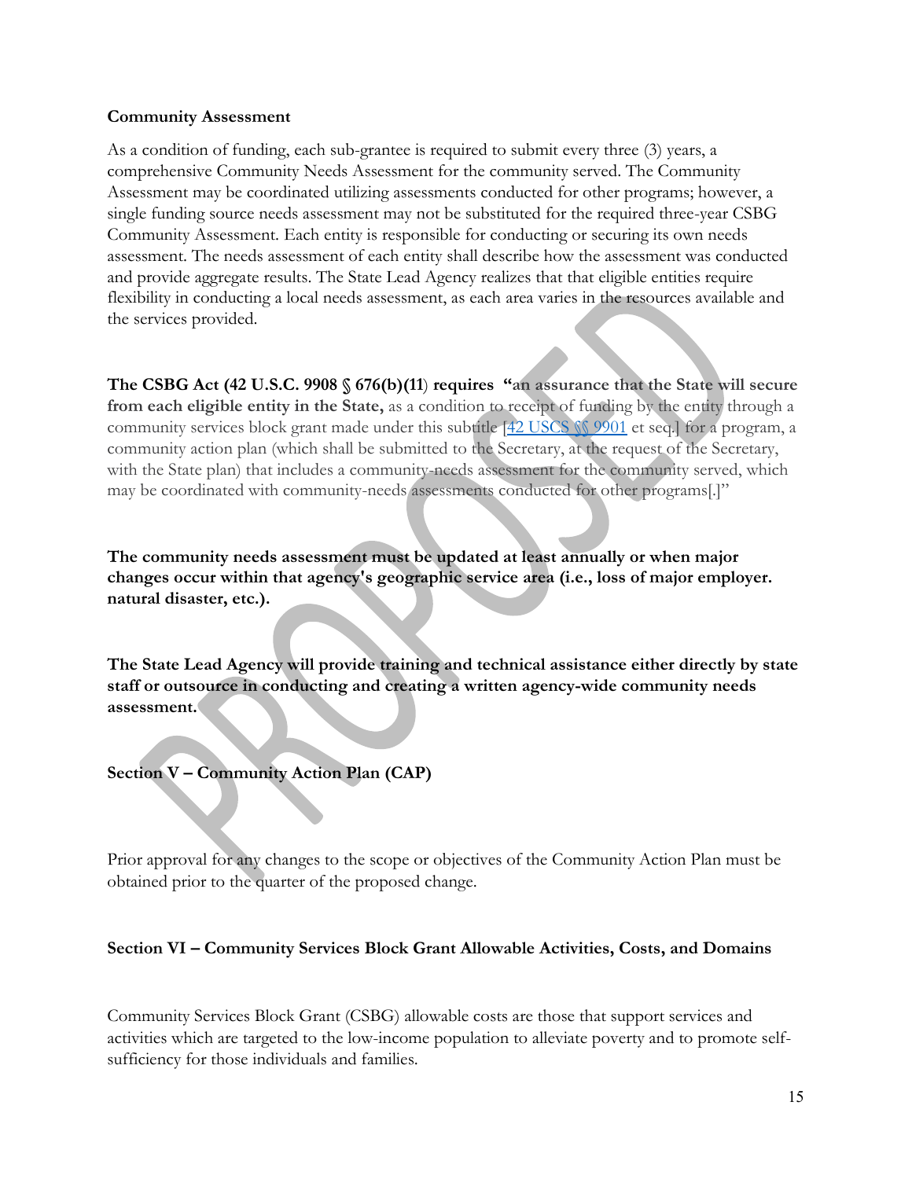**Community Assessment**

As a condition of funding, each sub-grantee is required to submit every three (3) years, a comprehensive Community Needs Assessment for the community served. The Community Assessment may be coordinated utilizing assessments conducted for other programs; however, a single funding source needs assessment may not be substituted for the required three-year CSBG Community Assessment. Each entity is responsible for conducting or securing its own needs assessment. The needs assessment of each entity shall describe how the assessment was conducted and provide aggregate results. The State Lead Agency realizes that that eligible entities require flexibility in conducting a local needs assessment, as each area varies in the resources available and the services provided.

**The CSBG Act (42 U.S.C. 9908 § 676(b)(11) requires "an assurance that the State will secure from each eligible entity in the State,** as a condition to receipt of funding by the entity through a community services block grant made under this subtitle [42 USCS §§ 9901 et seq.] for a program, a community action plan (which shall be submitted to the Secretary, at the request of the Secretary, with the State plan) that includes a community-needs assessment for the community served, which may be coordinated with community-needs assessments conducted for other programs[.]"

**The community needs assessment must be updated at least annually or when major changes occur within that agency's geographic service area (i.e., loss of major employer. natural disaster, etc.).**

**The State Lead Agency will provide training and technical assistance either directly by state staff or outsource in conducting and creating a written agency-wide community needs assessment.**

**Section V – Community Action Plan (CAP)**

Prior approval for any changes to the scope or objectives of the Community Action Plan must be obtained prior to the quarter of the proposed change.

**Section VI – Community Services Block Grant Allowable Activities, Costs, and Domains**

Community Services Block Grant (CSBG) allowable costs are those that support services and activities which are targeted to the low-income population to alleviate poverty and to promote self-sufficiency for those individuals and families.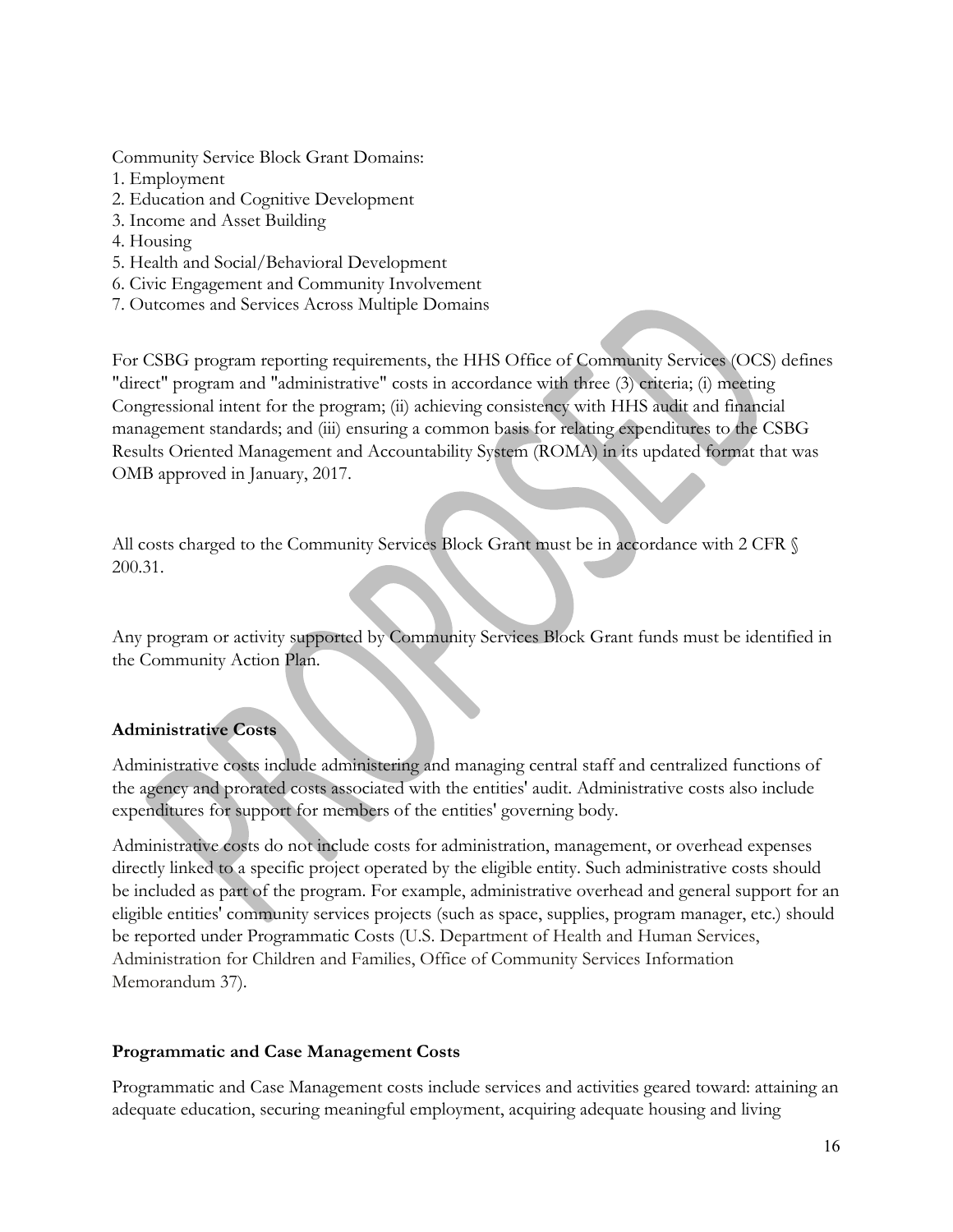Community Service Block Grant Domains:
1. Employment
2. Education and Cognitive Development
3. Income and Asset Building
4. Housing
5. Health and Social/Behavioral Development
6. Civic Engagement and Community Involvement
7. Outcomes and Services Across Multiple Domains

For CSBG program reporting requirements, the HHS Office of Community Services (OCS) defines "direct" program and "administrative" costs in accordance with three (3) criteria; (i) meeting Congressional intent for the program; (ii) achieving consistency with HHS audit and financial management standards; and (iii) ensuring a common basis for relating expenditures to the CSBG Results Oriented Management and Accountability System (ROMA) in its updated format that was OMB approved in January, 2017.

All costs charged to the Community Services Block Grant must be in accordance with 2 CFR § 200.31.

Any program or activity supported by Community Services Block Grant funds must be identified in the Community Action Plan.

**Administrative Costs**

Administrative costs include administering and managing central staff and centralized functions of the agency and prorated costs associated with the entities' audit. Administrative costs also include expenditures for support for members of the entities' governing body.

Administrative costs do not include costs for administration, management, or overhead expenses directly linked to a specific project operated by the eligible entity. Such administrative costs should be included as part of the program. For example, administrative overhead and general support for an eligible entities' community services projects (such as space, supplies, program manager, etc.) should be reported under Programmatic Costs (U.S. Department of Health and Human Services, Administration for Children and Families, Office of Community Services Information Memorandum 37).

**Programmatic and Case Management Costs**

Programmatic and Case Management costs include services and activities geared toward: attaining an adequate education, securing meaningful employment, acquiring adequate housing and living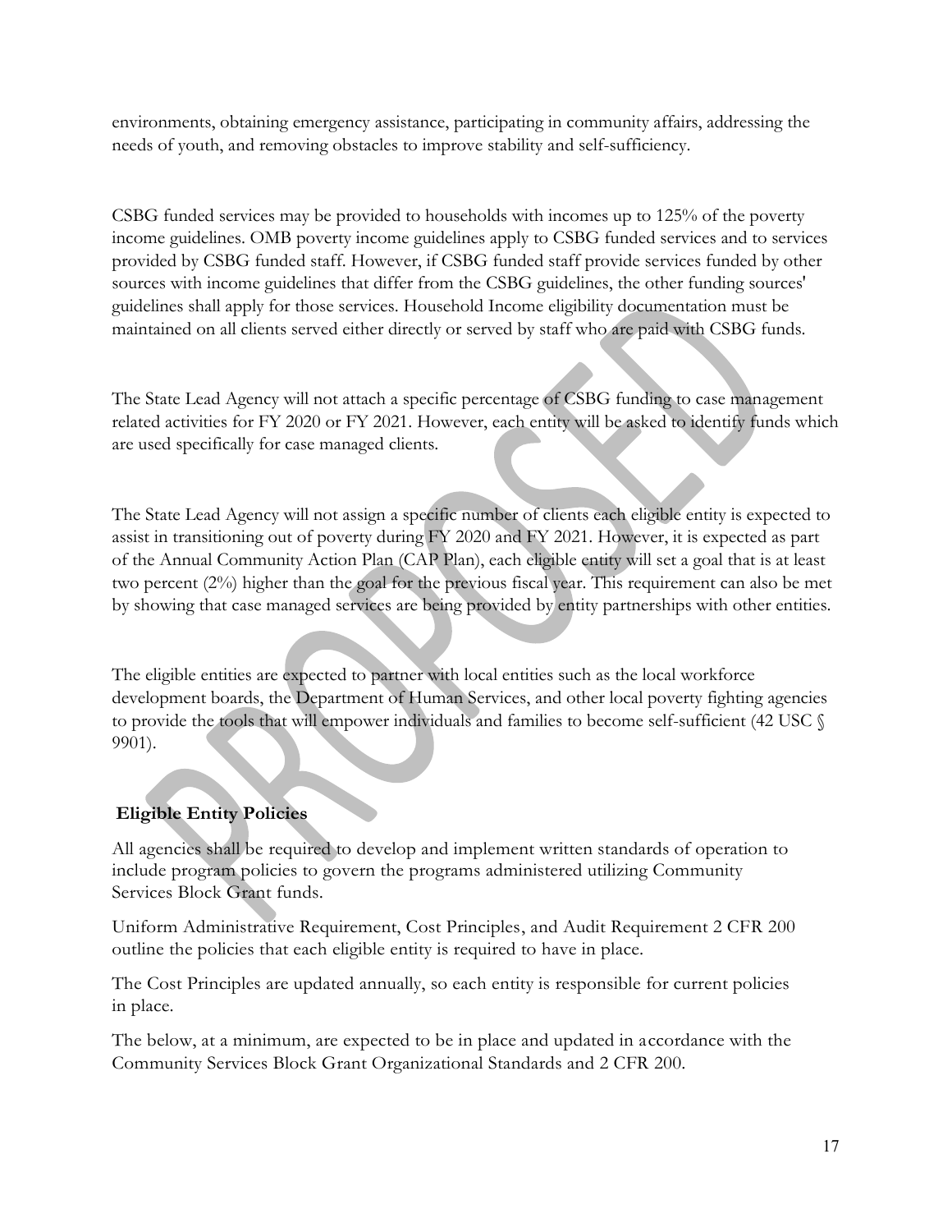environments, obtaining emergency assistance, participating in community affairs, addressing the needs of youth, and removing obstacles to improve stability and self-sufficiency.

CSBG funded services may be provided to households with incomes up to 125% of the poverty income guidelines. OMB poverty income guidelines apply to CSBG funded services and to services provided by CSBG funded staff. However, if CSBG funded staff provide services funded by other sources with income guidelines that differ from the CSBG guidelines, the other funding sources' guidelines shall apply for those services. Household Income eligibility documentation must be maintained on all clients served either directly or served by staff who are paid with CSBG funds.

The State Lead Agency will not attach a specific percentage of CSBG funding to case management related activities for FY 2020 or FY 2021. However, each entity will be asked to identify funds which are used specifically for case managed clients.

The State Lead Agency will not assign a specific number of clients each eligible entity is expected to assist in transitioning out of poverty during FY 2020 and FY 2021. However, it is expected as part of the Annual Community Action Plan (CAP Plan), each eligible entity will set a goal that is at least two percent (2%) higher than the goal for the previous fiscal year. This requirement can also be met by showing that case managed services are being provided by entity partnerships with other entities.

The eligible entities are expected to partner with local entities such as the local workforce development boards, the Department of Human Services, and other local poverty fighting agencies to provide the tools that will empower individuals and families to become self-sufficient (42 USC § 9901).

### Eligible Entity Policies

All agencies shall be required to develop and implement written standards of operation to include program policies to govern the programs administered utilizing Community Services Block Grant funds.

Uniform Administrative Requirement, Cost Principles, and Audit Requirement 2 CFR 200 outline the policies that each eligible entity is required to have in place.

The Cost Principles are updated annually, so each entity is responsible for current policies in place.

The below, at a minimum, are expected to be in place and updated in accordance with the Community Services Block Grant Organizational Standards and 2 CFR 200.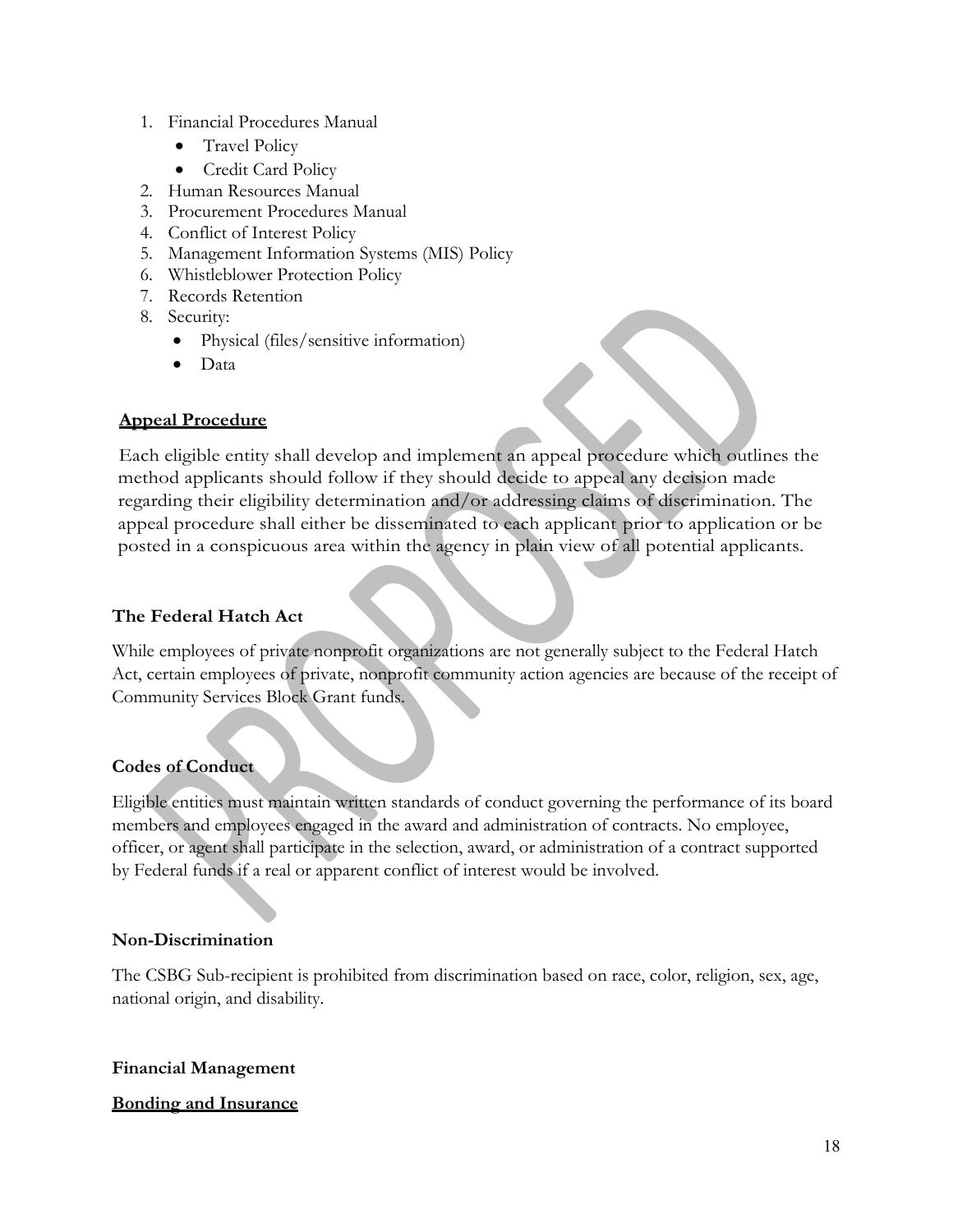1. Financial Procedures Manual
    - Travel Policy
    - Credit Card Policy
2. Human Resources Manual
3. Procurement Procedures Manual
4. Conflict of Interest Policy
5. Management Information Systems (MIS) Policy
6. Whistleblower Protection Policy
7. Records Retention
8. Security:
    - Physical (files/sensitive information)
    - Data

**Appeal Procedure**

Each eligible entity shall develop and implement an appeal procedure which outlines the method applicants should follow if they should decide to appeal any decision made regarding their eligibility determination and/or addressing claims of discrimination. The appeal procedure shall either be disseminated to each applicant prior to application or be posted in a conspicuous area within the agency in plain view of all potential applicants.

**The Federal Hatch Act**

While employees of private nonprofit organizations are not generally subject to the Federal Hatch Act, certain employees of private, nonprofit community action agencies are because of the receipt of Community Services Block Grant funds.

**Codes of Conduct**

Eligible entities must maintain written standards of conduct governing the performance of its board members and employees engaged in the award and administration of contracts. No employee, officer, or agent shall participate in the selection, award, or administration of a contract supported by Federal funds if a real or apparent conflict of interest would be involved.

**Non-Discrimination**

The CSBG Sub-recipient is prohibited from discrimination based on race, color, religion, sex, age, national origin, and disability.

**Financial Management**

**Bonding and Insurance**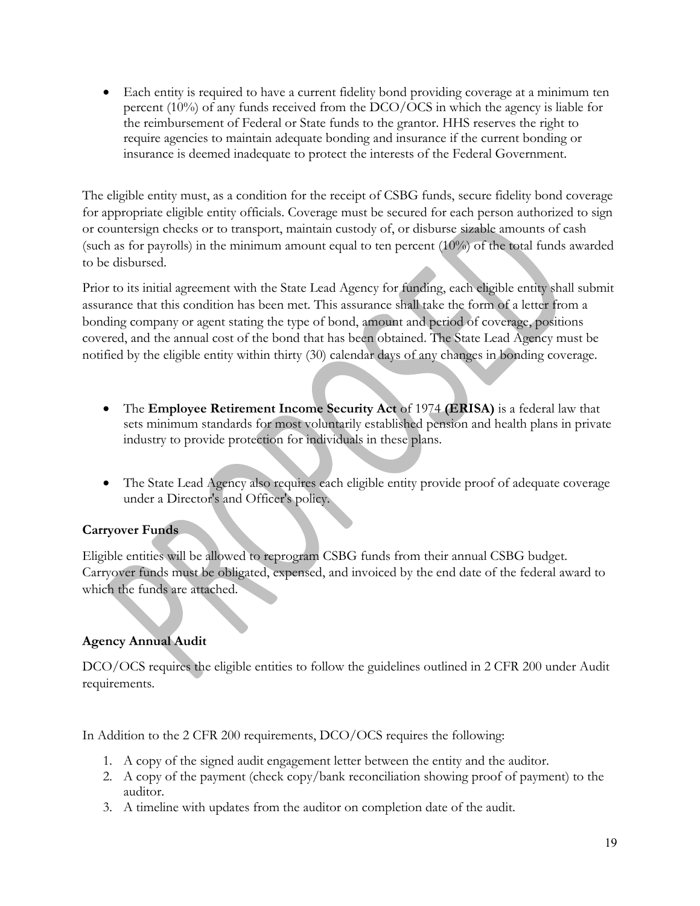- Each entity is required to have a current fidelity bond providing coverage at a minimum ten percent (10%) of any funds received from the DCO/OCS in which the agency is liable for the reimbursement of Federal or State funds to the grantor. HHS reserves the right to require agencies to maintain adequate bonding and insurance if the current bonding or insurance is deemed inadequate to protect the interests of the Federal Government.

The eligible entity must, as a condition for the receipt of CSBG funds, secure fidelity bond coverage for appropriate eligible entity officials. Coverage must be secured for each person authorized to sign or countersign checks or to transport, maintain custody of, or disburse sizable amounts of cash (such as for payrolls) in the minimum amount equal to ten percent (10%) of the total funds awarded to be disbursed.

Prior to its initial agreement with the State Lead Agency for funding, each eligible entity shall submit assurance that this condition has been met. This assurance shall take the form of a letter from a bonding company or agent stating the type of bond, amount and period of coverage, positions covered, and the annual cost of the bond that has been obtained. The State Lead Agency must be notified by the eligible entity within thirty (30) calendar days of any changes in bonding coverage.

- The **Employee Retirement Income Security Act** of 1974 **(ERISA)** is a federal law that sets minimum standards for most voluntarily established pension and health plans in private industry to provide protection for individuals in these plans.

- The State Lead Agency also requires each eligible entity provide proof of adequate coverage under a Director's and Officer's policy.

### Carryover Funds

Eligible entities will be allowed to reprogram CSBG funds from their annual CSBG budget. Carryover funds must be obligated, expensed, and invoiced by the end date of the federal award to which the funds are attached.

### Agency Annual Audit

DCO/OCS requires the eligible entities to follow the guidelines outlined in 2 CFR 200 under Audit requirements.

In Addition to the 2 CFR 200 requirements, DCO/OCS requires the following:

1. A copy of the signed audit engagement letter between the entity and the auditor.
2. A copy of the payment (check copy/bank reconciliation showing proof of payment) to the auditor.
3. A timeline with updates from the auditor on completion date of the audit.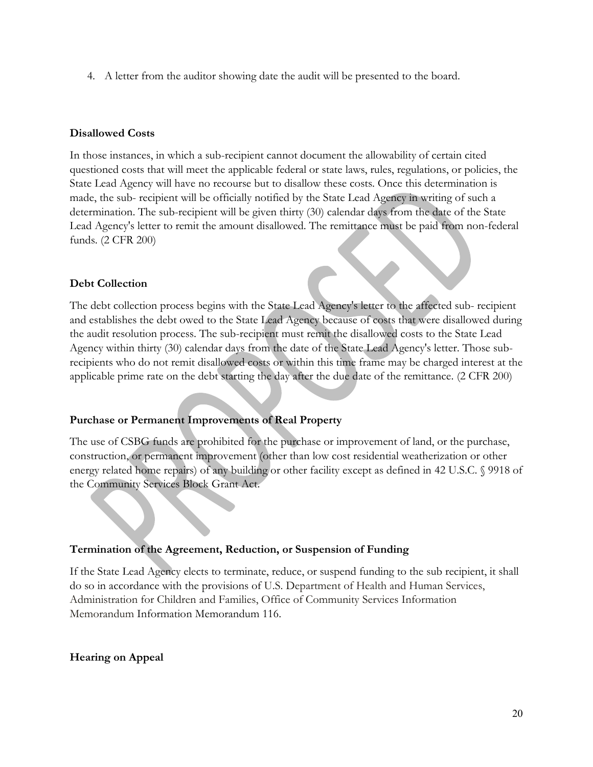4. A letter from the auditor showing date the audit will be presented to the board.

**Disallowed Costs**

In those instances, in which a sub-recipient cannot document the allowability of certain cited questioned costs that will meet the applicable federal or state laws, rules, regulations, or policies, the State Lead Agency will have no recourse but to disallow these costs. Once this determination is made, the sub- recipient will be officially notified by the State Lead Agency in writing of such a determination. The sub-recipient will be given thirty (30) calendar days from the date of the State Lead Agency's letter to remit the amount disallowed. The remittance must be paid from non-federal funds. (2 CFR 200)

**Debt Collection**

The debt collection process begins with the State Lead Agency's letter to the affected sub- recipient and establishes the debt owed to the State Lead Agency because of costs that were disallowed during the audit resolution process. The sub-recipient must remit the disallowed costs to the State Lead Agency within thirty (30) calendar days from the date of the State Lead Agency's letter. Those sub-recipients who do not remit disallowed costs or within this time frame may be charged interest at the applicable prime rate on the debt starting the day after the due date of the remittance. (2 CFR 200)

**Purchase or Permanent Improvements of Real Property**

The use of CSBG funds are prohibited for the purchase or improvement of land, or the purchase, construction, or permanent improvement (other than low cost residential weatherization or other energy related home repairs) of any building or other facility except as defined in 42 U.S.C. § 9918 of the Community Services Block Grant Act.

**Termination of the Agreement, Reduction, or Suspension of Funding**

If the State Lead Agency elects to terminate, reduce, or suspend funding to the sub recipient, it shall do so in accordance with the provisions of U.S. Department of Health and Human Services, Administration for Children and Families, Office of Community Services Information Memorandum Information Memorandum 116.

**Hearing on Appeal**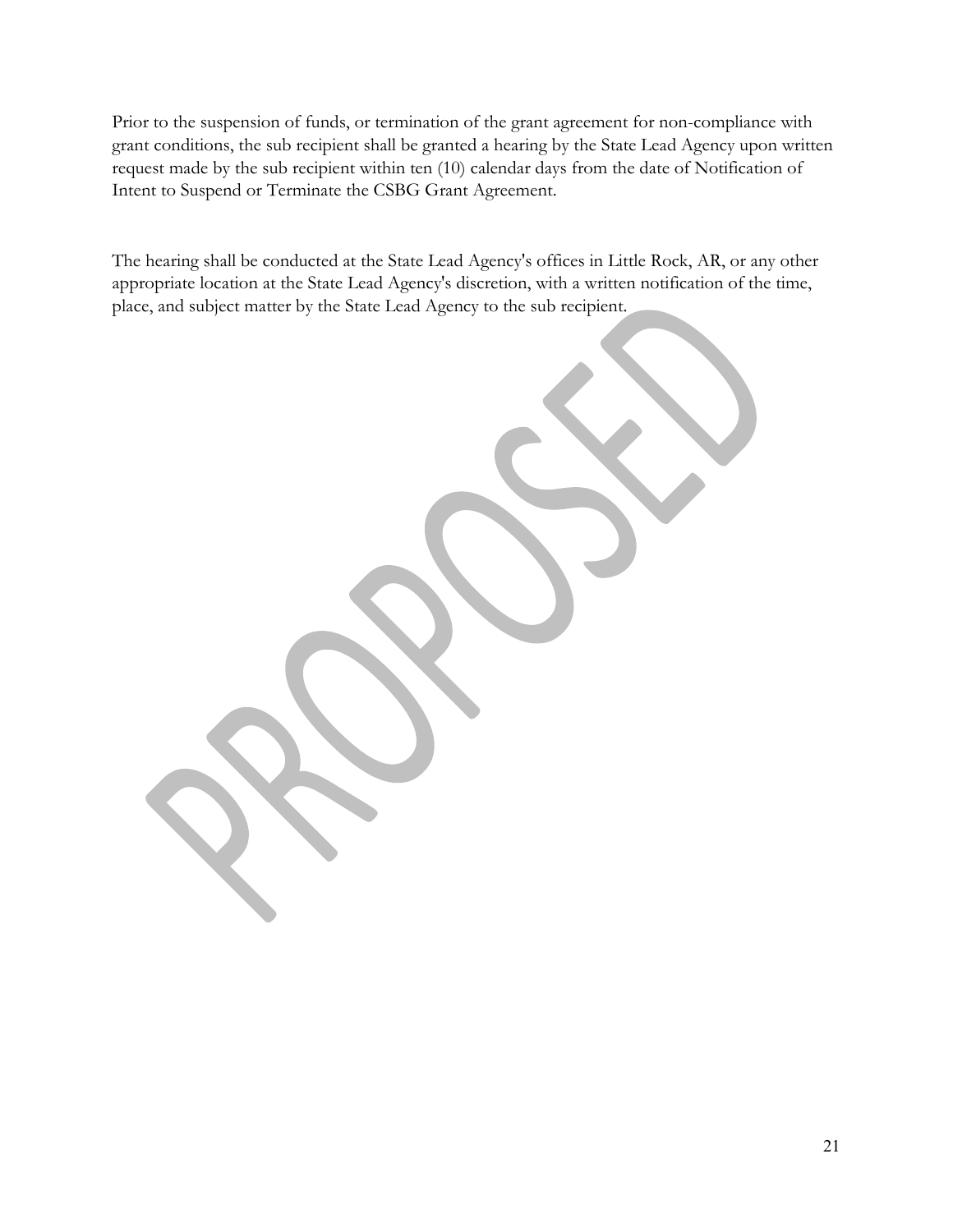Prior to the suspension of funds, or termination of the grant agreement for non-compliance with grant conditions, the sub recipient shall be granted a hearing by the State Lead Agency upon written request made by the sub recipient within ten (10) calendar days from the date of Notification of Intent to Suspend or Terminate the CSBG Grant Agreement.

The hearing shall be conducted at the State Lead Agency's offices in Little Rock, AR, or any other appropriate location at the State Lead Agency's discretion, with a written notification of the time, place, and subject matter by the State Lead Agency to the sub recipient.